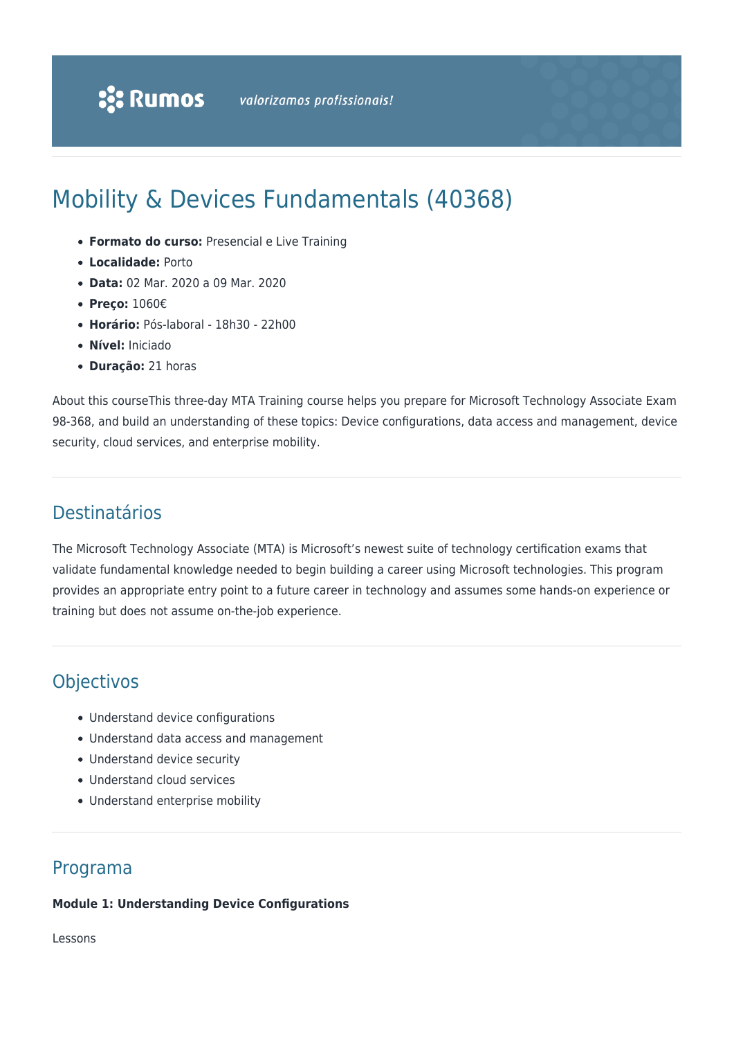# Mobility & Devices Fundamentals (40368)

- **Formato do curso:** Presencial e Live Training
- **Localidade:** Porto
- **Data:** 02 Mar. 2020 a 09 Mar. 2020
- **Preço:** 1060€
- **Horário:** Pós-laboral - 18h30 - 22h00
- **Nível:** Iniciado
- **Duração:** 21 horas

About this courseThis three-day MTA Training course helps you prepare for Microsoft Technology Associate Exam 98-368, and build an understanding of these topics: Device configurations, data access and management, device security, cloud services, and enterprise mobility.

## Destinatários

The Microsoft Technology Associate (MTA) is Microsoft's newest suite of technology certification exams that validate fundamental knowledge needed to begin building a career using Microsoft technologies. This program provides an appropriate entry point to a future career in technology and assumes some hands-on experience or training but does not assume on-the-job experience.

## Objectivos

- Understand device configurations
- Understand data access and management
- Understand device security
- Understand cloud services
- Understand enterprise mobility

## Programa

**Module 1: Understanding Device Configurations**

Lessons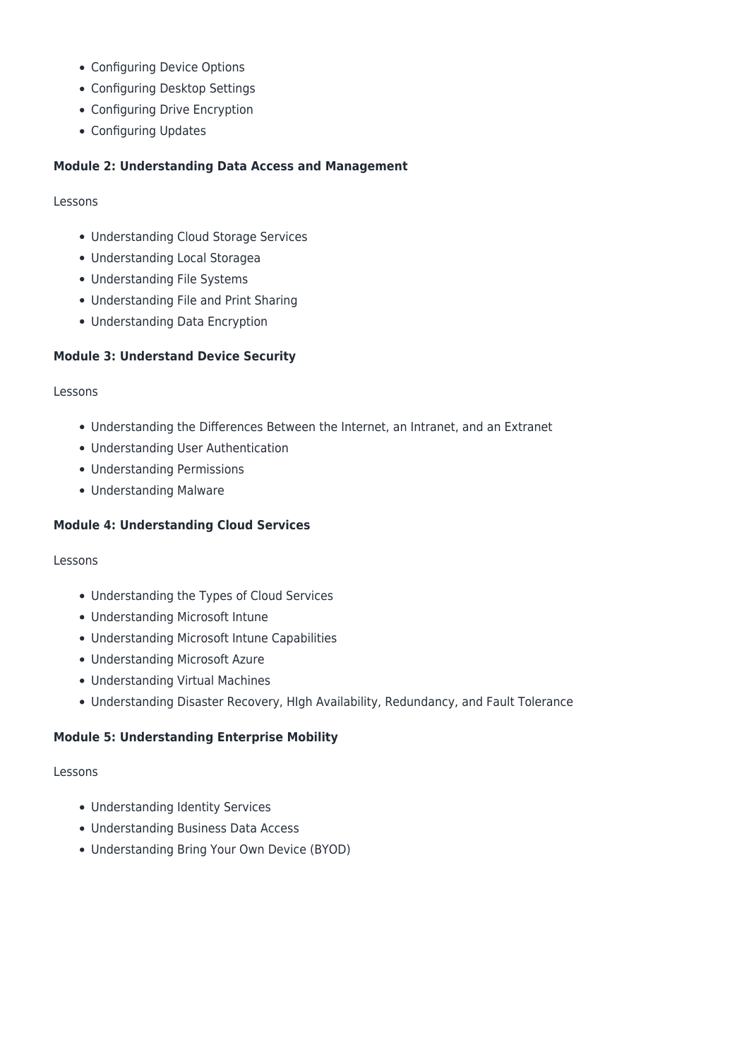- Configuring Device Options
- Configuring Desktop Settings
- Configuring Drive Encryption
- Configuring Updates

**Module 2: Understanding Data Access and Management**

Lessons

- Understanding Cloud Storage Services
- Understanding Local Storagea
- Understanding File Systems
- Understanding File and Print Sharing
- Understanding Data Encryption

**Module 3: Understand Device Security**

Lessons

- Understanding the Differences Between the Internet, an Intranet, and an Extranet
- Understanding User Authentication
- Understanding Permissions
- Understanding Malware

**Module 4: Understanding Cloud Services**

Lessons

- Understanding the Types of Cloud Services
- Understanding Microsoft Intune
- Understanding Microsoft Intune Capabilities
- Understanding Microsoft Azure
- Understanding Virtual Machines
- Understanding Disaster Recovery, HIgh Availability, Redundancy, and Fault Tolerance

**Module 5: Understanding Enterprise Mobility**

Lessons

- Understanding Identity Services
- Understanding Business Data Access
- Understanding Bring Your Own Device (BYOD)